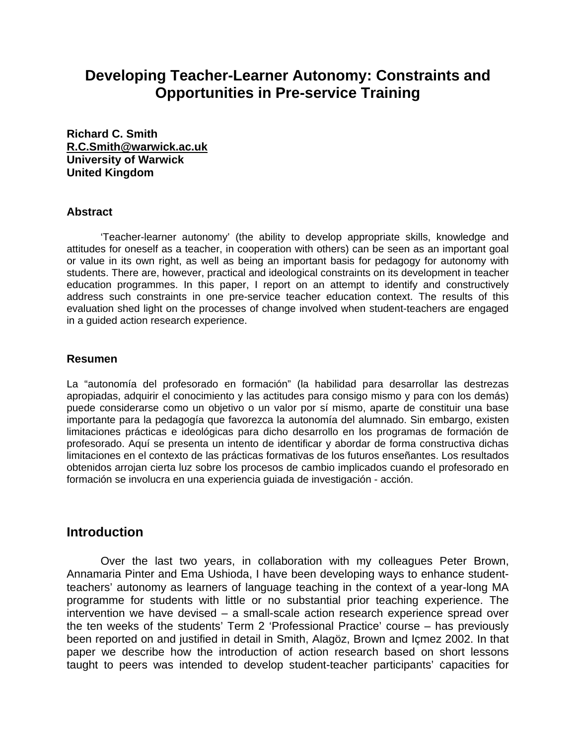# Developing Teacher-Learner Autonomy: Constraints and Opportunities in Pre-service Training

**Richard C. Smith**
**R.C.Smith@warwick.ac.uk**
**University of Warwick**
**United Kingdom**

### Abstract

'Teacher-learner autonomy' (the ability to develop appropriate skills, knowledge and attitudes for oneself as a teacher, in cooperation with others) can be seen as an important goal or value in its own right, as well as being an important basis for pedagogy for autonomy with students. There are, however, practical and ideological constraints on its development in teacher education programmes. In this paper, I report on an attempt to identify and constructively address such constraints in one pre-service teacher education context. The results of this evaluation shed light on the processes of change involved when student-teachers are engaged in a guided action research experience.

### Resumen

La "autonomía del profesorado en formación" (la habilidad para desarrollar las destrezas apropiadas, adquirir el conocimiento y las actitudes para consigo mismo y para con los demás) puede considerarse como un objetivo o un valor por sí mismo, aparte de constituir una base importante para la pedagogía que favorezca la autonomía del alumnado. Sin embargo, existen limitaciones prácticas e ideológicas para dicho desarrollo en los programas de formación de profesorado. Aquí se presenta un intento de identificar y abordar de forma constructiva dichas limitaciones en el contexto de las prácticas formativas de los futuros enseñantes. Los resultados obtenidos arrojan cierta luz sobre los procesos de cambio implicados cuando el profesorado en formación se involucra en una experiencia guiada de investigación - acción.

## Introduction

Over the last two years, in collaboration with my colleagues Peter Brown, Annamaria Pinter and Ema Ushioda, I have been developing ways to enhance student-teachers' autonomy as learners of language teaching in the context of a year-long MA programme for students with little or no substantial prior teaching experience. The intervention we have devised – a small-scale action research experience spread over the ten weeks of the students' Term 2 'Professional Practice' course – has previously been reported on and justified in detail in Smith, Alagöz, Brown and Içmez 2002. In that paper we describe how the introduction of action research based on short lessons taught to peers was intended to develop student-teacher participants' capacities for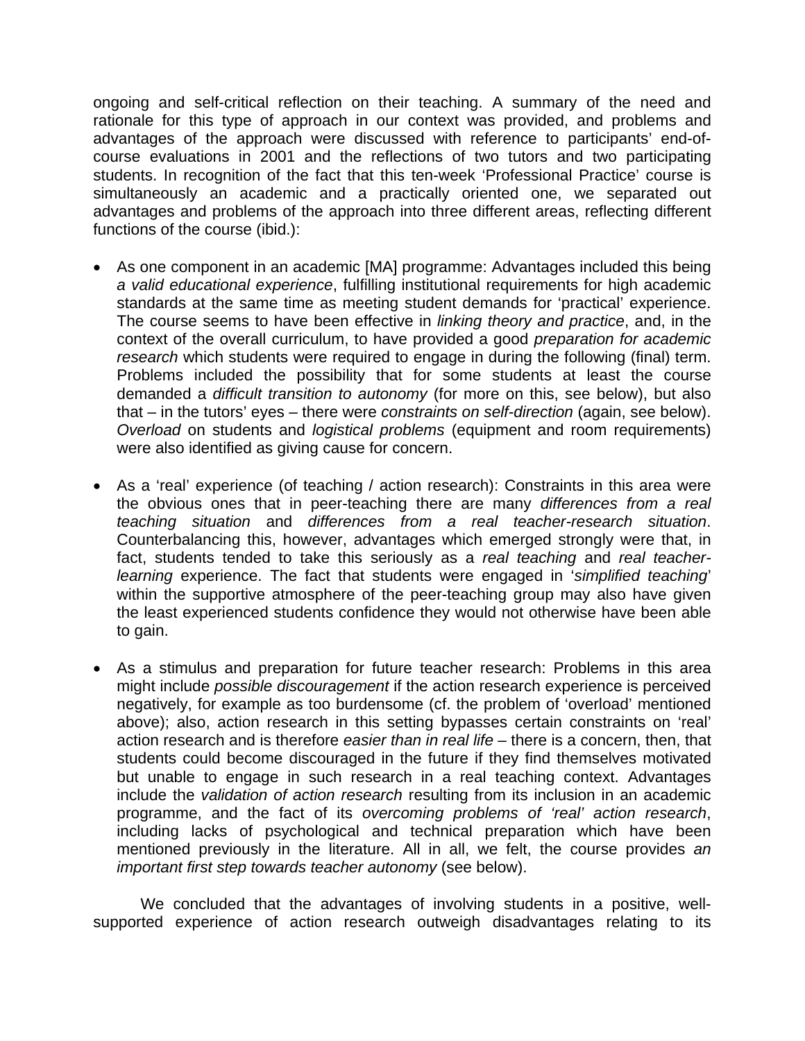ongoing and self-critical reflection on their teaching. A summary of the need and rationale for this type of approach in our context was provided, and problems and advantages of the approach were discussed with reference to participants' end-of-course evaluations in 2001 and the reflections of two tutors and two participating students. In recognition of the fact that this ten-week 'Professional Practice' course is simultaneously an academic and a practically oriented one, we separated out advantages and problems of the approach into three different areas, reflecting different functions of the course (ibid.):

- As one component in an academic [MA] programme: Advantages included this being *a valid educational experience*, fulfilling institutional requirements for high academic standards at the same time as meeting student demands for 'practical' experience. The course seems to have been effective in *linking theory and practice*, and, in the context of the overall curriculum, to have provided a good *preparation for academic research* which students were required to engage in during the following (final) term. Problems included the possibility that for some students at least the course demanded a *difficult transition to autonomy* (for more on this, see below), but also that – in the tutors' eyes – there were *constraints on self-direction* (again, see below). *Overload* on students and *logistical problems* (equipment and room requirements) were also identified as giving cause for concern.

- As a 'real' experience (of teaching / action research): Constraints in this area were the obvious ones that in peer-teaching there are many *differences from a real teaching situation* and *differences from a real teacher-research situation*. Counterbalancing this, however, advantages which emerged strongly were that, in fact, students tended to take this seriously as a *real teaching* and *real teacher-learning* experience. The fact that students were engaged in '*simplified teaching*' within the supportive atmosphere of the peer-teaching group may also have given the least experienced students confidence they would not otherwise have been able to gain.

- As a stimulus and preparation for future teacher research: Problems in this area might include *possible discouragement* if the action research experience is perceived negatively, for example as too burdensome (cf. the problem of 'overload' mentioned above); also, action research in this setting bypasses certain constraints on 'real' action research and is therefore *easier than in real life* – there is a concern, then, that students could become discouraged in the future if they find themselves motivated but unable to engage in such research in a real teaching context. Advantages include the *validation of action research* resulting from its inclusion in an academic programme, and the fact of its *overcoming problems of 'real' action research*, including lacks of psychological and technical preparation which have been mentioned previously in the literature. All in all, we felt, the course provides *an important first step towards teacher autonomy* (see below).

We concluded that the advantages of involving students in a positive, well-supported experience of action research outweigh disadvantages relating to its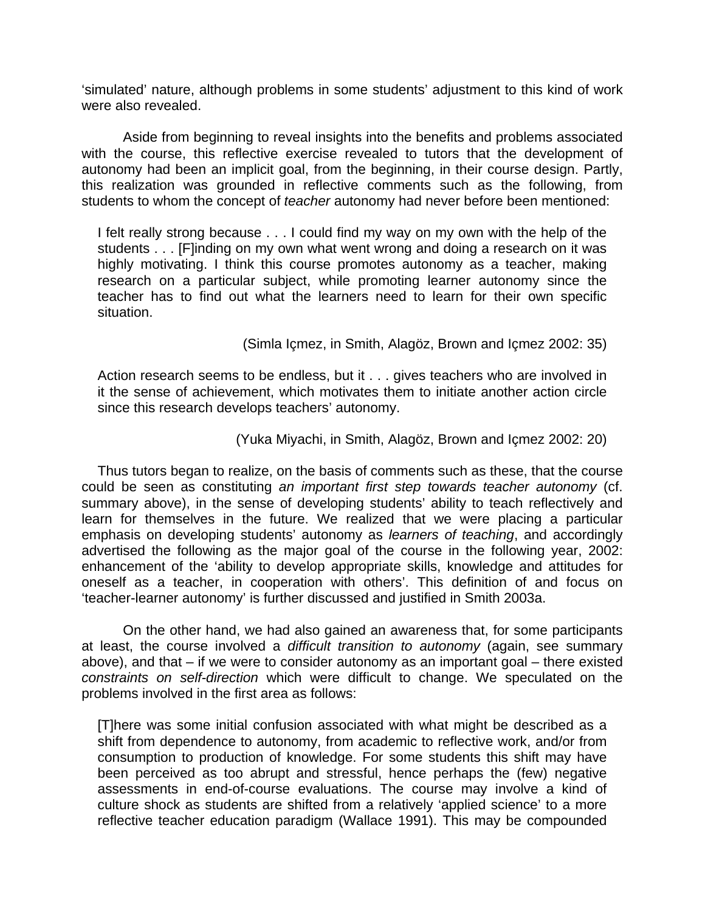'simulated' nature, although problems in some students' adjustment to this kind of work were also revealed.

Aside from beginning to reveal insights into the benefits and problems associated with the course, this reflective exercise revealed to tutors that the development of autonomy had been an implicit goal, from the beginning, in their course design. Partly, this realization was grounded in reflective comments such as the following, from students to whom the concept of *teacher* autonomy had never before been mentioned:

> I felt really strong because . . . I could find my way on my own with the help of the students . . . [F]inding on my own what went wrong and doing a research on it was highly motivating. I think this course promotes autonomy as a teacher, making research on a particular subject, while promoting learner autonomy since the teacher has to find out what the learners need to learn for their own specific situation.
>
> (Simla Içmez, in Smith, Alagöz, Brown and Içmez 2002: 35)

> Action research seems to be endless, but it . . . gives teachers who are involved in it the sense of achievement, which motivates them to initiate another action circle since this research develops teachers' autonomy.
>
> (Yuka Miyachi, in Smith, Alagöz, Brown and Içmez 2002: 20)

Thus tutors began to realize, on the basis of comments such as these, that the course could be seen as constituting *an important first step towards teacher autonomy* (cf. summary above), in the sense of developing students' ability to teach reflectively and learn for themselves in the future. We realized that we were placing a particular emphasis on developing students' autonomy as *learners of teaching*, and accordingly advertised the following as the major goal of the course in the following year, 2002: enhancement of the 'ability to develop appropriate skills, knowledge and attitudes for oneself as a teacher, in cooperation with others'. This definition of and focus on 'teacher-learner autonomy' is further discussed and justified in Smith 2003a.

On the other hand, we had also gained an awareness that, for some participants at least, the course involved a *difficult transition to autonomy* (again, see summary above), and that – if we were to consider autonomy as an important goal – there existed *constraints on self-direction* which were difficult to change. We speculated on the problems involved in the first area as follows:

> [T]here was some initial confusion associated with what might be described as a shift from dependence to autonomy, from academic to reflective work, and/or from consumption to production of knowledge. For some students this shift may have been perceived as too abrupt and stressful, hence perhaps the (few) negative assessments in end-of-course evaluations. The course may involve a kind of culture shock as students are shifted from a relatively 'applied science' to a more reflective teacher education paradigm (Wallace 1991). This may be compounded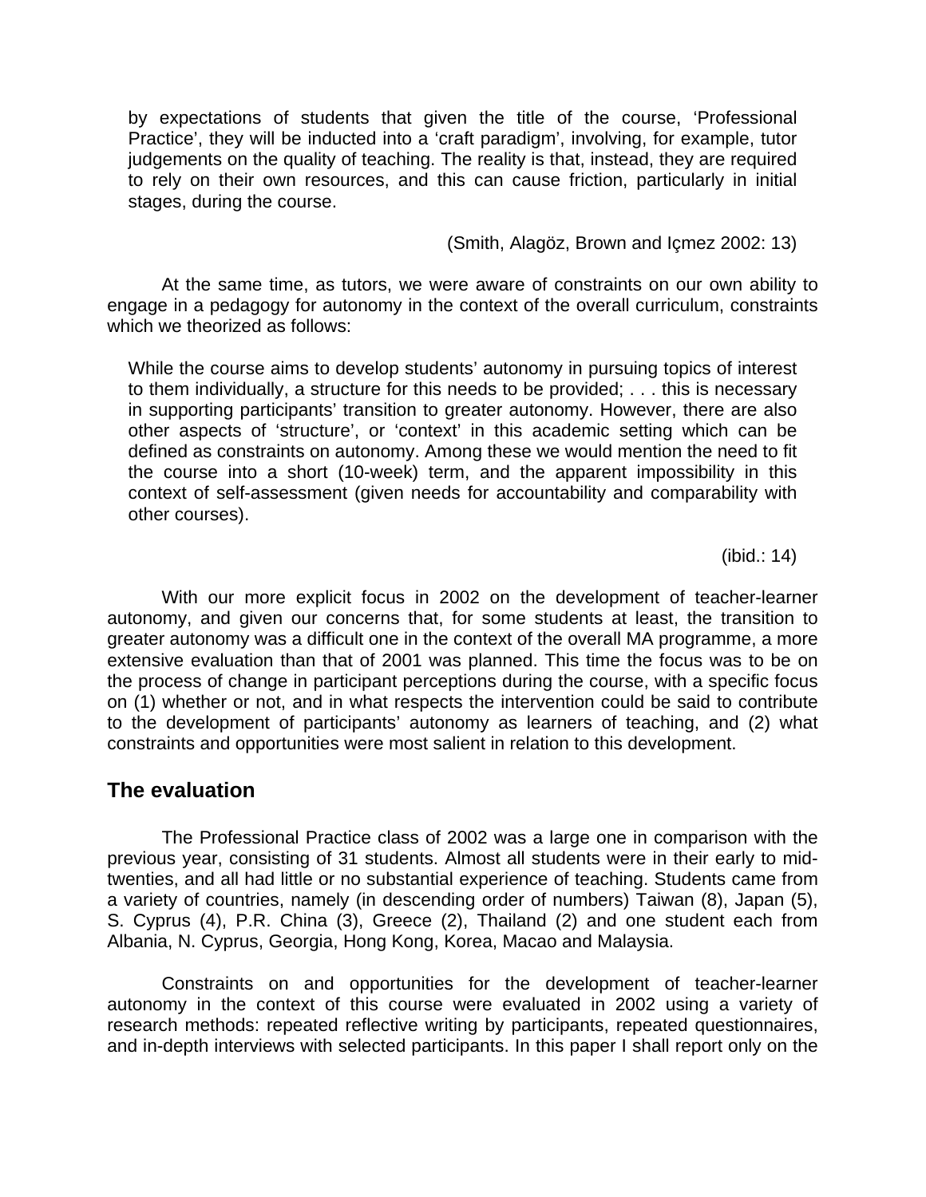> by expectations of students that given the title of the course, 'Professional Practice', they will be inducted into a 'craft paradigm', involving, for example, tutor judgements on the quality of teaching. The reality is that, instead, they are required to rely on their own resources, and this can cause friction, particularly in initial stages, during the course.
>
> (Smith, Alagöz, Brown and Içmez 2002: 13)

At the same time, as tutors, we were aware of constraints on our own ability to engage in a pedagogy for autonomy in the context of the overall curriculum, constraints which we theorized as follows:

> While the course aims to develop students' autonomy in pursuing topics of interest to them individually, a structure for this needs to be provided; . . . this is necessary in supporting participants' transition to greater autonomy. However, there are also other aspects of 'structure', or 'context' in this academic setting which can be defined as constraints on autonomy. Among these we would mention the need to fit the course into a short (10-week) term, and the apparent impossibility in this context of self-assessment (given needs for accountability and comparability with other courses).
>
> (ibid.: 14)

With our more explicit focus in 2002 on the development of teacher-learner autonomy, and given our concerns that, for some students at least, the transition to greater autonomy was a difficult one in the context of the overall MA programme, a more extensive evaluation than that of 2001 was planned. This time the focus was to be on the process of change in participant perceptions during the course, with a specific focus on (1) whether or not, and in what respects the intervention could be said to contribute to the development of participants' autonomy as learners of teaching, and (2) what constraints and opportunities were most salient in relation to this development.

## The evaluation

The Professional Practice class of 2002 was a large one in comparison with the previous year, consisting of 31 students. Almost all students were in their early to mid-twenties, and all had little or no substantial experience of teaching. Students came from a variety of countries, namely (in descending order of numbers) Taiwan (8), Japan (5), S. Cyprus (4), P.R. China (3), Greece (2), Thailand (2) and one student each from Albania, N. Cyprus, Georgia, Hong Kong, Korea, Macao and Malaysia.

Constraints on and opportunities for the development of teacher-learner autonomy in the context of this course were evaluated in 2002 using a variety of research methods: repeated reflective writing by participants, repeated questionnaires, and in-depth interviews with selected participants. In this paper I shall report only on the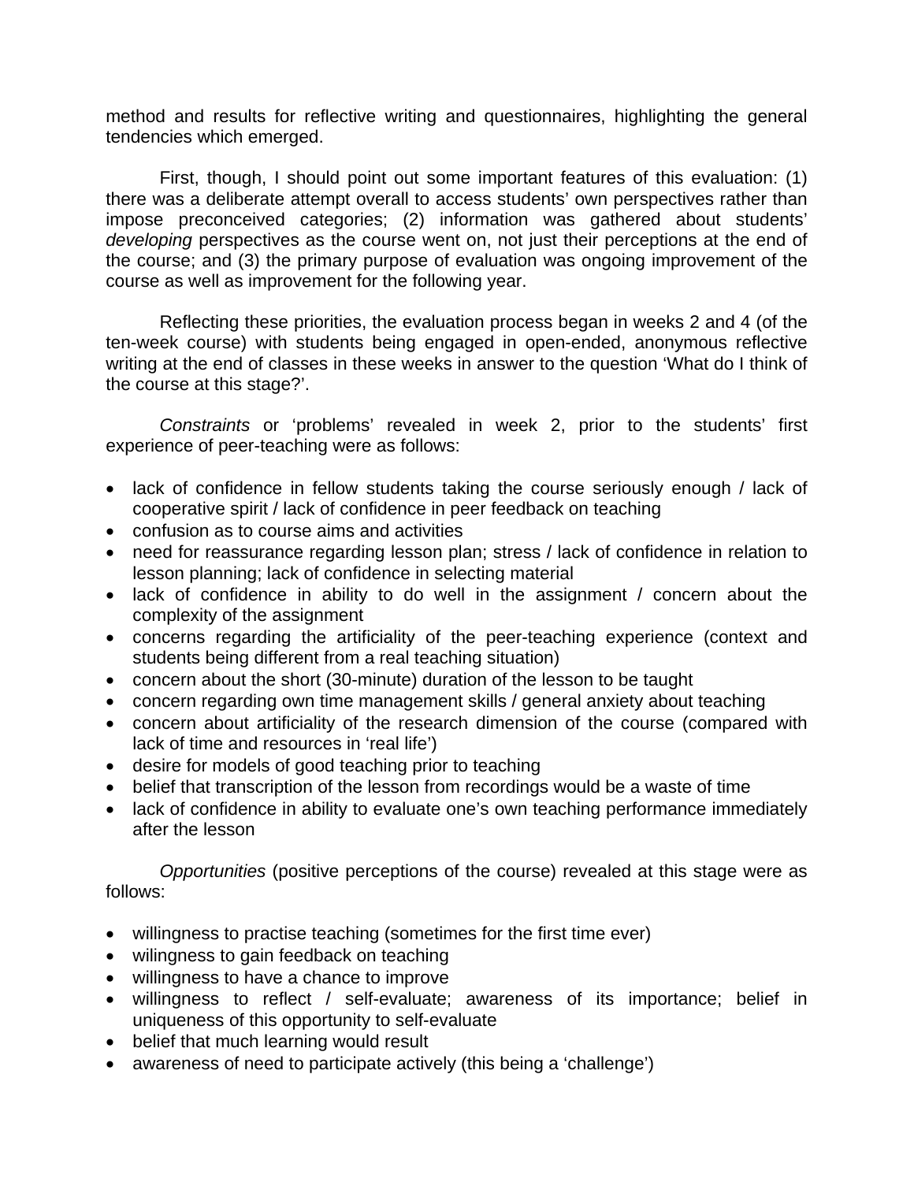method and results for reflective writing and questionnaires, highlighting the general tendencies which emerged.

First, though, I should point out some important features of this evaluation: (1) there was a deliberate attempt overall to access students' own perspectives rather than impose preconceived categories; (2) information was gathered about students' *developing* perspectives as the course went on, not just their perceptions at the end of the course; and (3) the primary purpose of evaluation was ongoing improvement of the course as well as improvement for the following year.

Reflecting these priorities, the evaluation process began in weeks 2 and 4 (of the ten-week course) with students being engaged in open-ended, anonymous reflective writing at the end of classes in these weeks in answer to the question 'What do I think of the course at this stage?'.

*Constraints* or 'problems' revealed in week 2, prior to the students' first experience of peer-teaching were as follows:

- lack of confidence in fellow students taking the course seriously enough / lack of cooperative spirit / lack of confidence in peer feedback on teaching
- confusion as to course aims and activities
- need for reassurance regarding lesson plan; stress / lack of confidence in relation to lesson planning; lack of confidence in selecting material
- lack of confidence in ability to do well in the assignment / concern about the complexity of the assignment
- concerns regarding the artificiality of the peer-teaching experience (context and students being different from a real teaching situation)
- concern about the short (30-minute) duration of the lesson to be taught
- concern regarding own time management skills / general anxiety about teaching
- concern about artificiality of the research dimension of the course (compared with lack of time and resources in 'real life')
- desire for models of good teaching prior to teaching
- belief that transcription of the lesson from recordings would be a waste of time
- lack of confidence in ability to evaluate one's own teaching performance immediately after the lesson

*Opportunities* (positive perceptions of the course) revealed at this stage were as follows:

- willingness to practise teaching (sometimes for the first time ever)
- wilingness to gain feedback on teaching
- willingness to have a chance to improve
- willingness to reflect / self-evaluate; awareness of its importance; belief in uniqueness of this opportunity to self-evaluate
- belief that much learning would result
- awareness of need to participate actively (this being a 'challenge')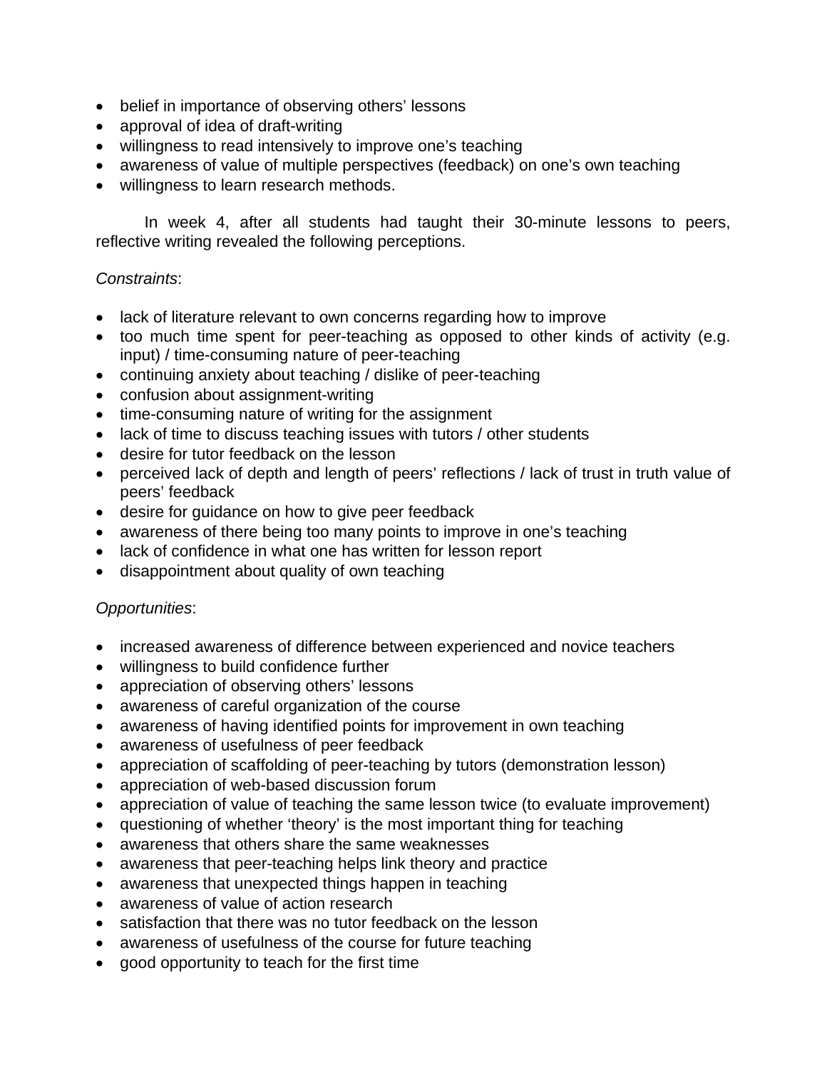- belief in importance of observing others' lessons
- approval of idea of draft-writing
- willingness to read intensively to improve one's teaching
- awareness of value of multiple perspectives (feedback) on one's own teaching
- willingness to learn research methods.

In week 4, after all students had taught their 30-minute lessons to peers, reflective writing revealed the following perceptions.

*Constraints*:

- lack of literature relevant to own concerns regarding how to improve
- too much time spent for peer-teaching as opposed to other kinds of activity (e.g. input) / time-consuming nature of peer-teaching
- continuing anxiety about teaching / dislike of peer-teaching
- confusion about assignment-writing
- time-consuming nature of writing for the assignment
- lack of time to discuss teaching issues with tutors / other students
- desire for tutor feedback on the lesson
- perceived lack of depth and length of peers' reflections / lack of trust in truth value of peers' feedback
- desire for guidance on how to give peer feedback
- awareness of there being too many points to improve in one's teaching
- lack of confidence in what one has written for lesson report
- disappointment about quality of own teaching

*Opportunities*:

- increased awareness of difference between experienced and novice teachers
- willingness to build confidence further
- appreciation of observing others' lessons
- awareness of careful organization of the course
- awareness of having identified points for improvement in own teaching
- awareness of usefulness of peer feedback
- appreciation of scaffolding of peer-teaching by tutors (demonstration lesson)
- appreciation of web-based discussion forum
- appreciation of value of teaching the same lesson twice (to evaluate improvement)
- questioning of whether 'theory' is the most important thing for teaching
- awareness that others share the same weaknesses
- awareness that peer-teaching helps link theory and practice
- awareness that unexpected things happen in teaching
- awareness of value of action research
- satisfaction that there was no tutor feedback on the lesson
- awareness of usefulness of the course for future teaching
- good opportunity to teach for the first time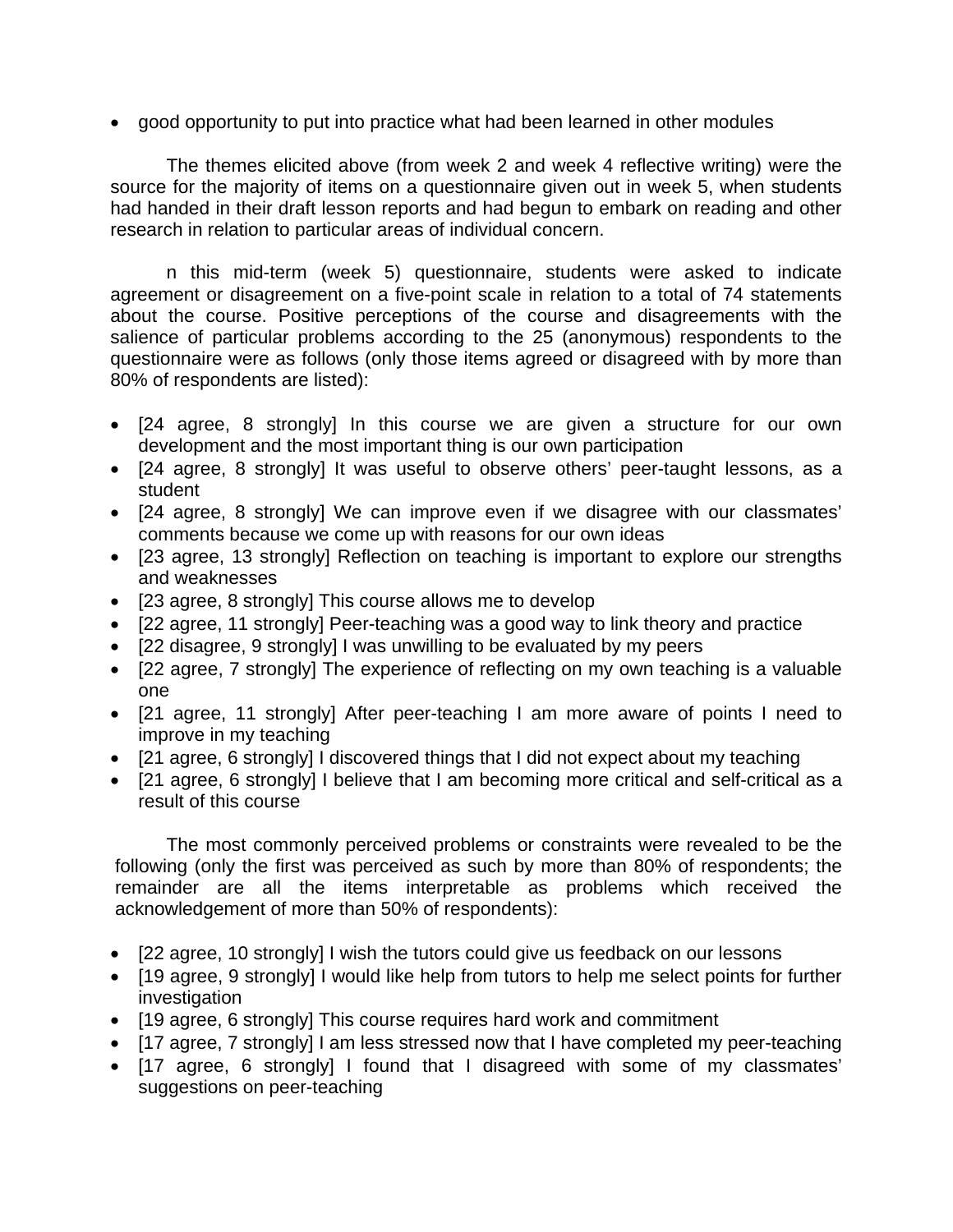- good opportunity to put into practice what had been learned in other modules

The themes elicited above (from week 2 and week 4 reflective writing) were the source for the majority of items on a questionnaire given out in week 5, when students had handed in their draft lesson reports and had begun to embark on reading and other research in relation to particular areas of individual concern.

n this mid-term (week 5) questionnaire, students were asked to indicate agreement or disagreement on a five-point scale in relation to a total of 74 statements about the course. Positive perceptions of the course and disagreements with the salience of particular problems according to the 25 (anonymous) respondents to the questionnaire were as follows (only those items agreed or disagreed with by more than 80% of respondents are listed):

- [24 agree, 8 strongly] In this course we are given a structure for our own development and the most important thing is our own participation
- [24 agree, 8 strongly] It was useful to observe others' peer-taught lessons, as a student
- [24 agree, 8 strongly] We can improve even if we disagree with our classmates' comments because we come up with reasons for our own ideas
- [23 agree, 13 strongly] Reflection on teaching is important to explore our strengths and weaknesses
- [23 agree, 8 strongly] This course allows me to develop
- [22 agree, 11 strongly] Peer-teaching was a good way to link theory and practice
- [22 disagree, 9 strongly] I was unwilling to be evaluated by my peers
- [22 agree, 7 strongly] The experience of reflecting on my own teaching is a valuable one
- [21 agree, 11 strongly] After peer-teaching I am more aware of points I need to improve in my teaching
- [21 agree, 6 strongly] I discovered things that I did not expect about my teaching
- [21 agree, 6 strongly] I believe that I am becoming more critical and self-critical as a result of this course

The most commonly perceived problems or constraints were revealed to be the following (only the first was perceived as such by more than 80% of respondents; the remainder are all the items interpretable as problems which received the acknowledgement of more than 50% of respondents):

- [22 agree, 10 strongly] I wish the tutors could give us feedback on our lessons
- [19 agree, 9 strongly] I would like help from tutors to help me select points for further investigation
- [19 agree, 6 strongly] This course requires hard work and commitment
- [17 agree, 7 strongly] I am less stressed now that I have completed my peer-teaching
- [17 agree, 6 strongly] I found that I disagreed with some of my classmates' suggestions on peer-teaching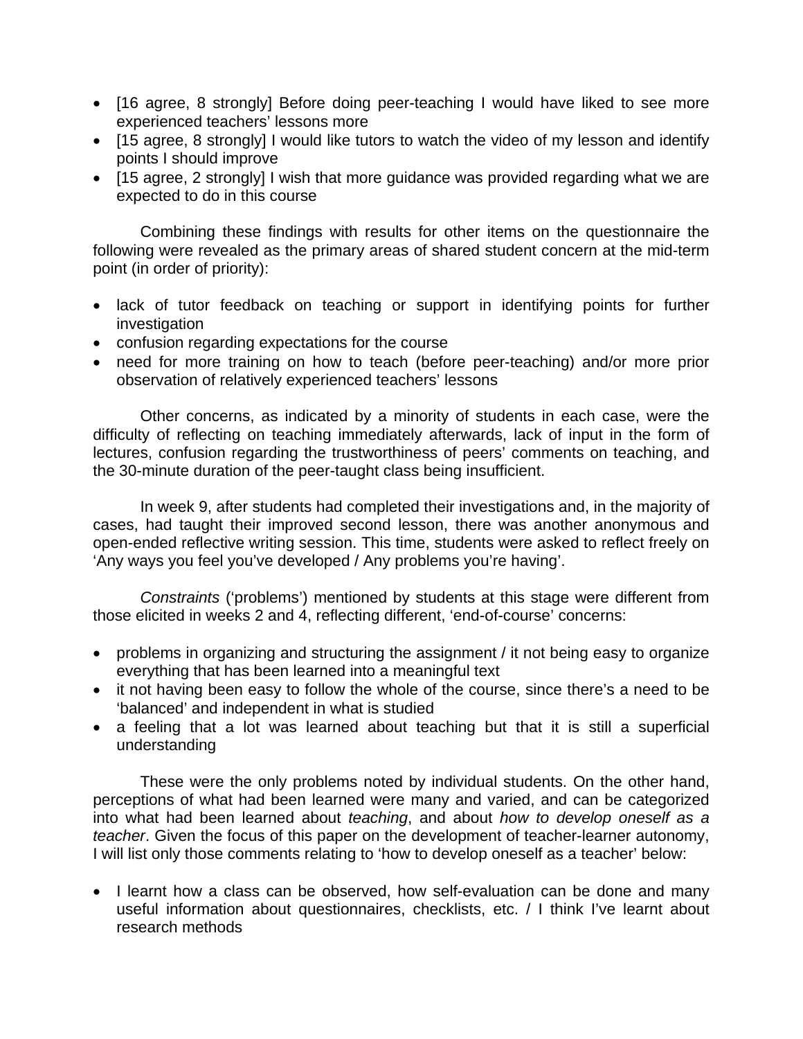- [16 agree, 8 strongly] Before doing peer-teaching I would have liked to see more experienced teachers' lessons more
- [15 agree, 8 strongly] I would like tutors to watch the video of my lesson and identify points I should improve
- [15 agree, 2 strongly] I wish that more guidance was provided regarding what we are expected to do in this course

Combining these findings with results for other items on the questionnaire the following were revealed as the primary areas of shared student concern at the mid-term point (in order of priority):

- lack of tutor feedback on teaching or support in identifying points for further investigation
- confusion regarding expectations for the course
- need for more training on how to teach (before peer-teaching) and/or more prior observation of relatively experienced teachers' lessons

Other concerns, as indicated by a minority of students in each case, were the difficulty of reflecting on teaching immediately afterwards, lack of input in the form of lectures, confusion regarding the trustworthiness of peers' comments on teaching, and the 30-minute duration of the peer-taught class being insufficient.

In week 9, after students had completed their investigations and, in the majority of cases, had taught their improved second lesson, there was another anonymous and open-ended reflective writing session. This time, students were asked to reflect freely on 'Any ways you feel you've developed / Any problems you're having'.

*Constraints* ('problems') mentioned by students at this stage were different from those elicited in weeks 2 and 4, reflecting different, 'end-of-course' concerns:

- problems in organizing and structuring the assignment / it not being easy to organize everything that has been learned into a meaningful text
- it not having been easy to follow the whole of the course, since there's a need to be 'balanced' and independent in what is studied
- a feeling that a lot was learned about teaching but that it is still a superficial understanding

These were the only problems noted by individual students. On the other hand, perceptions of what had been learned were many and varied, and can be categorized into what had been learned about *teaching*, and about *how to develop oneself as a teacher*. Given the focus of this paper on the development of teacher-learner autonomy, I will list only those comments relating to 'how to develop oneself as a teacher' below:

- I learnt how a class can be observed, how self-evaluation can be done and many useful information about questionnaires, checklists, etc. / I think I've learnt about research methods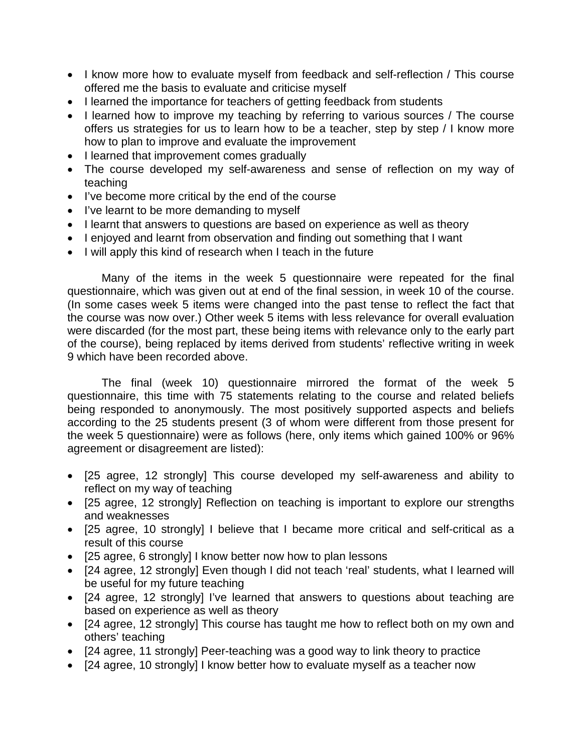- I know more how to evaluate myself from feedback and self-reflection / This course offered me the basis to evaluate and criticise myself
- I learned the importance for teachers of getting feedback from students
- I learned how to improve my teaching by referring to various sources / The course offers us strategies for us to learn how to be a teacher, step by step / I know more how to plan to improve and evaluate the improvement
- I learned that improvement comes gradually
- The course developed my self-awareness and sense of reflection on my way of teaching
- I've become more critical by the end of the course
- I've learnt to be more demanding to myself
- I learnt that answers to questions are based on experience as well as theory
- I enjoyed and learnt from observation and finding out something that I want
- I will apply this kind of research when I teach in the future

Many of the items in the week 5 questionnaire were repeated for the final questionnaire, which was given out at end of the final session, in week 10 of the course. (In some cases week 5 items were changed into the past tense to reflect the fact that the course was now over.) Other week 5 items with less relevance for overall evaluation were discarded (for the most part, these being items with relevance only to the early part of the course), being replaced by items derived from students' reflective writing in week 9 which have been recorded above.

The final (week 10) questionnaire mirrored the format of the week 5 questionnaire, this time with 75 statements relating to the course and related beliefs being responded to anonymously. The most positively supported aspects and beliefs according to the 25 students present (3 of whom were different from those present for the week 5 questionnaire) were as follows (here, only items which gained 100% or 96% agreement or disagreement are listed):

- [25 agree, 12 strongly] This course developed my self-awareness and ability to reflect on my way of teaching
- [25 agree, 12 strongly] Reflection on teaching is important to explore our strengths and weaknesses
- [25 agree, 10 strongly] I believe that I became more critical and self-critical as a result of this course
- [25 agree, 6 strongly] I know better now how to plan lessons
- [24 agree, 12 strongly] Even though I did not teach 'real' students, what I learned will be useful for my future teaching
- [24 agree, 12 strongly] I've learned that answers to questions about teaching are based on experience as well as theory
- [24 agree, 12 strongly] This course has taught me how to reflect both on my own and others' teaching
- [24 agree, 11 strongly] Peer-teaching was a good way to link theory to practice
- [24 agree, 10 strongly] I know better how to evaluate myself as a teacher now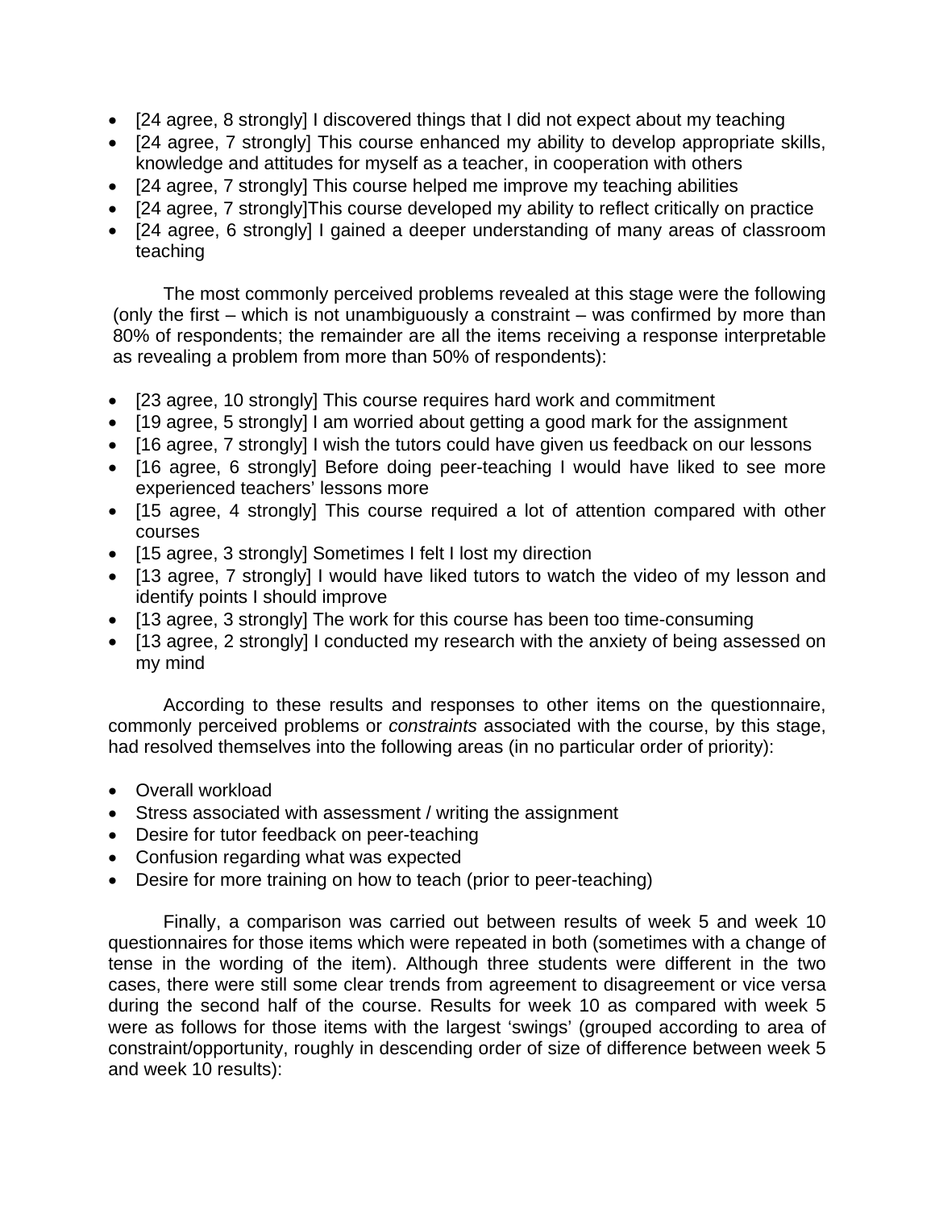- [24 agree, 8 strongly] I discovered things that I did not expect about my teaching
- [24 agree, 7 strongly] This course enhanced my ability to develop appropriate skills, knowledge and attitudes for myself as a teacher, in cooperation with others
- [24 agree, 7 strongly] This course helped me improve my teaching abilities
- [24 agree, 7 strongly]This course developed my ability to reflect critically on practice
- [24 agree, 6 strongly] I gained a deeper understanding of many areas of classroom teaching

The most commonly perceived problems revealed at this stage were the following (only the first – which is not unambiguously a constraint – was confirmed by more than 80% of respondents; the remainder are all the items receiving a response interpretable as revealing a problem from more than 50% of respondents):

- [23 agree, 10 strongly] This course requires hard work and commitment
- [19 agree, 5 strongly] I am worried about getting a good mark for the assignment
- [16 agree, 7 strongly] I wish the tutors could have given us feedback on our lessons
- [16 agree, 6 strongly] Before doing peer-teaching I would have liked to see more experienced teachers' lessons more
- [15 agree, 4 strongly] This course required a lot of attention compared with other courses
- [15 agree, 3 strongly] Sometimes I felt I lost my direction
- [13 agree, 7 strongly] I would have liked tutors to watch the video of my lesson and identify points I should improve
- [13 agree, 3 strongly] The work for this course has been too time-consuming
- [13 agree, 2 strongly] I conducted my research with the anxiety of being assessed on my mind

According to these results and responses to other items on the questionnaire, commonly perceived problems or *constraints* associated with the course, by this stage, had resolved themselves into the following areas (in no particular order of priority):

- Overall workload
- Stress associated with assessment / writing the assignment
- Desire for tutor feedback on peer-teaching
- Confusion regarding what was expected
- Desire for more training on how to teach (prior to peer-teaching)

Finally, a comparison was carried out between results of week 5 and week 10 questionnaires for those items which were repeated in both (sometimes with a change of tense in the wording of the item). Although three students were different in the two cases, there were still some clear trends from agreement to disagreement or vice versa during the second half of the course. Results for week 10 as compared with week 5 were as follows for those items with the largest 'swings' (grouped according to area of constraint/opportunity, roughly in descending order of size of difference between week 5 and week 10 results):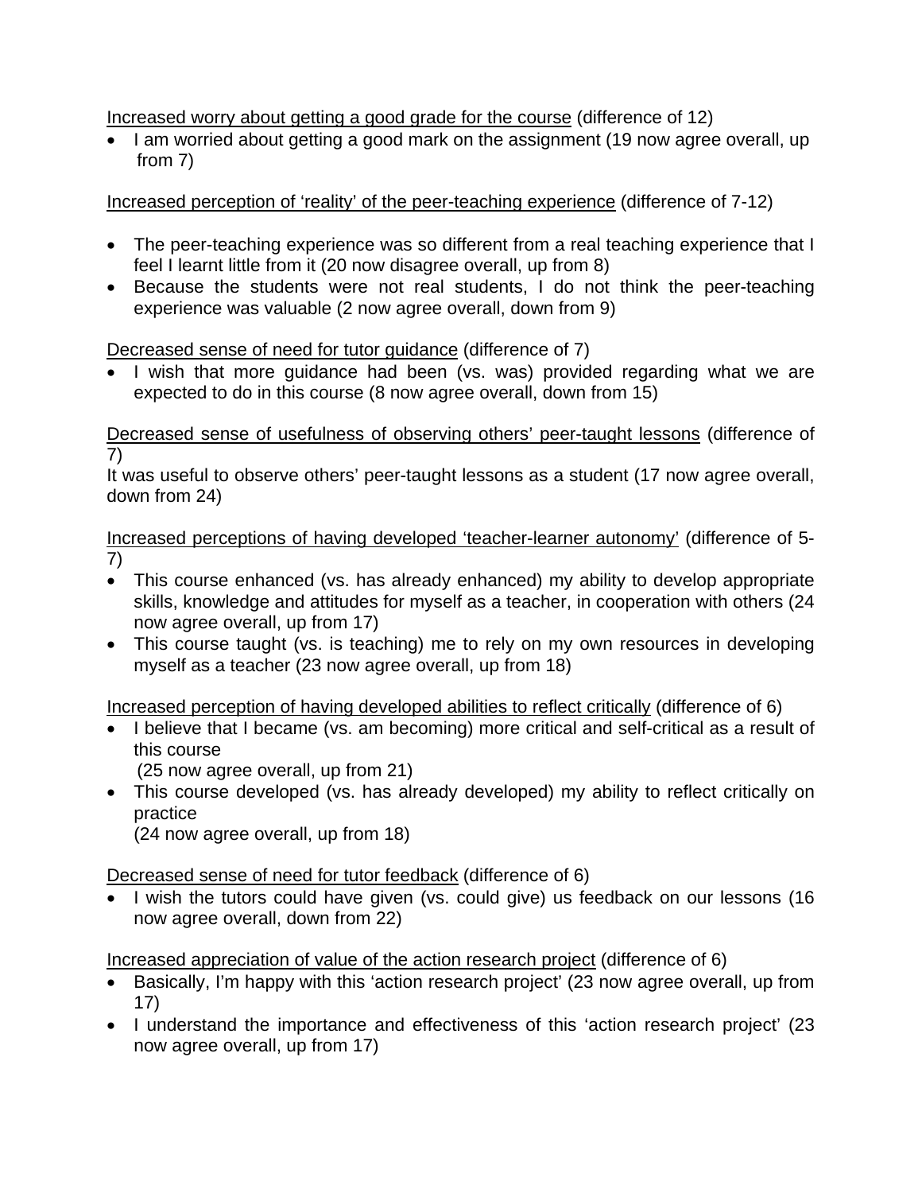Increased worry about getting a good grade for the course (difference of 12)

- I am worried about getting a good mark on the assignment (19 now agree overall, up from 7)

Increased perception of 'reality' of the peer-teaching experience (difference of 7-12)

- The peer-teaching experience was so different from a real teaching experience that I feel I learnt little from it (20 now disagree overall, up from 8)
- Because the students were not real students, I do not think the peer-teaching experience was valuable (2 now agree overall, down from 9)

Decreased sense of need for tutor guidance (difference of 7)

- I wish that more guidance had been (vs. was) provided regarding what we are expected to do in this course (8 now agree overall, down from 15)

Decreased sense of usefulness of observing others' peer-taught lessons (difference of 7)

It was useful to observe others' peer-taught lessons as a student (17 now agree overall, down from 24)

Increased perceptions of having developed 'teacher-learner autonomy' (difference of 5-7)

- This course enhanced (vs. has already enhanced) my ability to develop appropriate skills, knowledge and attitudes for myself as a teacher, in cooperation with others (24 now agree overall, up from 17)
- This course taught (vs. is teaching) me to rely on my own resources in developing myself as a teacher (23 now agree overall, up from 18)

Increased perception of having developed abilities to reflect critically (difference of 6)

- I believe that I became (vs. am becoming) more critical and self-critical as a result of this course (25 now agree overall, up from 21)
- This course developed (vs. has already developed) my ability to reflect critically on practice (24 now agree overall, up from 18)

Decreased sense of need for tutor feedback (difference of 6)

- I wish the tutors could have given (vs. could give) us feedback on our lessons (16 now agree overall, down from 22)

Increased appreciation of value of the action research project (difference of 6)

- Basically, I'm happy with this 'action research project' (23 now agree overall, up from 17)
- I understand the importance and effectiveness of this 'action research project' (23 now agree overall, up from 17)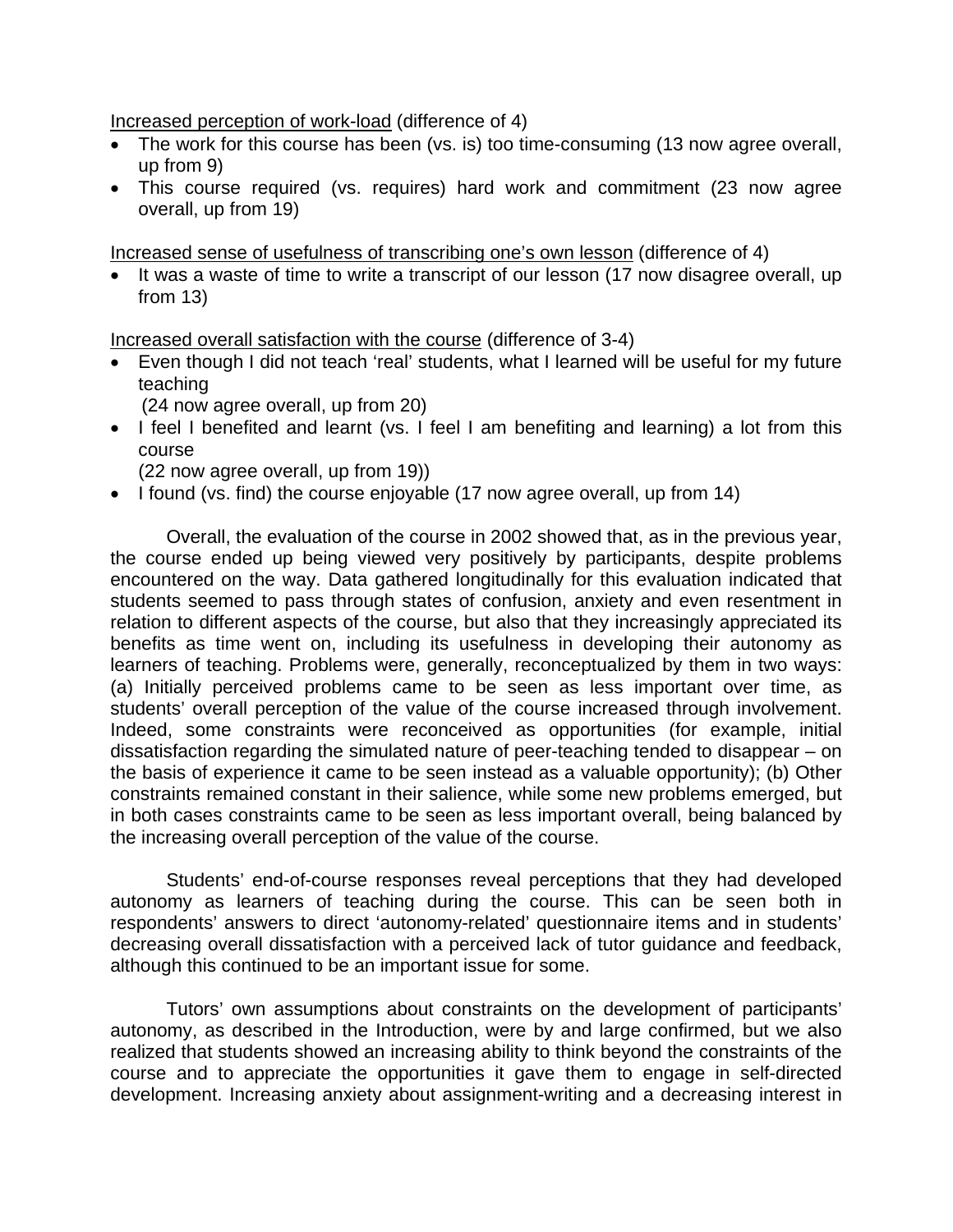<u>Increased perception of work-load</u> (difference of 4)

- The work for this course has been (vs. is) too time-consuming (13 now agree overall, up from 9)
- This course required (vs. requires) hard work and commitment (23 now agree overall, up from 19)

<u>Increased sense of usefulness of transcribing one's own lesson</u> (difference of 4)

- It was a waste of time to write a transcript of our lesson (17 now disagree overall, up from 13)

<u>Increased overall satisfaction with the course</u> (difference of 3-4)

- Even though I did not teach 'real' students, what I learned will be useful for my future teaching
  (24 now agree overall, up from 20)
- I feel I benefited and learnt (vs. I feel I am benefiting and learning) a lot from this course
  (22 now agree overall, up from 19))
- I found (vs. find) the course enjoyable (17 now agree overall, up from 14)

Overall, the evaluation of the course in 2002 showed that, as in the previous year, the course ended up being viewed very positively by participants, despite problems encountered on the way. Data gathered longitudinally for this evaluation indicated that students seemed to pass through states of confusion, anxiety and even resentment in relation to different aspects of the course, but also that they increasingly appreciated its benefits as time went on, including its usefulness in developing their autonomy as learners of teaching. Problems were, generally, reconceptualized by them in two ways: (a) Initially perceived problems came to be seen as less important over time, as students' overall perception of the value of the course increased through involvement. Indeed, some constraints were reconceived as opportunities (for example, initial dissatisfaction regarding the simulated nature of peer-teaching tended to disappear – on the basis of experience it came to be seen instead as a valuable opportunity); (b) Other constraints remained constant in their salience, while some new problems emerged, but in both cases constraints came to be seen as less important overall, being balanced by the increasing overall perception of the value of the course.

Students' end-of-course responses reveal perceptions that they had developed autonomy as learners of teaching during the course. This can be seen both in respondents' answers to direct 'autonomy-related' questionnaire items and in students' decreasing overall dissatisfaction with a perceived lack of tutor guidance and feedback, although this continued to be an important issue for some.

Tutors' own assumptions about constraints on the development of participants' autonomy, as described in the Introduction, were by and large confirmed, but we also realized that students showed an increasing ability to think beyond the constraints of the course and to appreciate the opportunities it gave them to engage in self-directed development. Increasing anxiety about assignment-writing and a decreasing interest in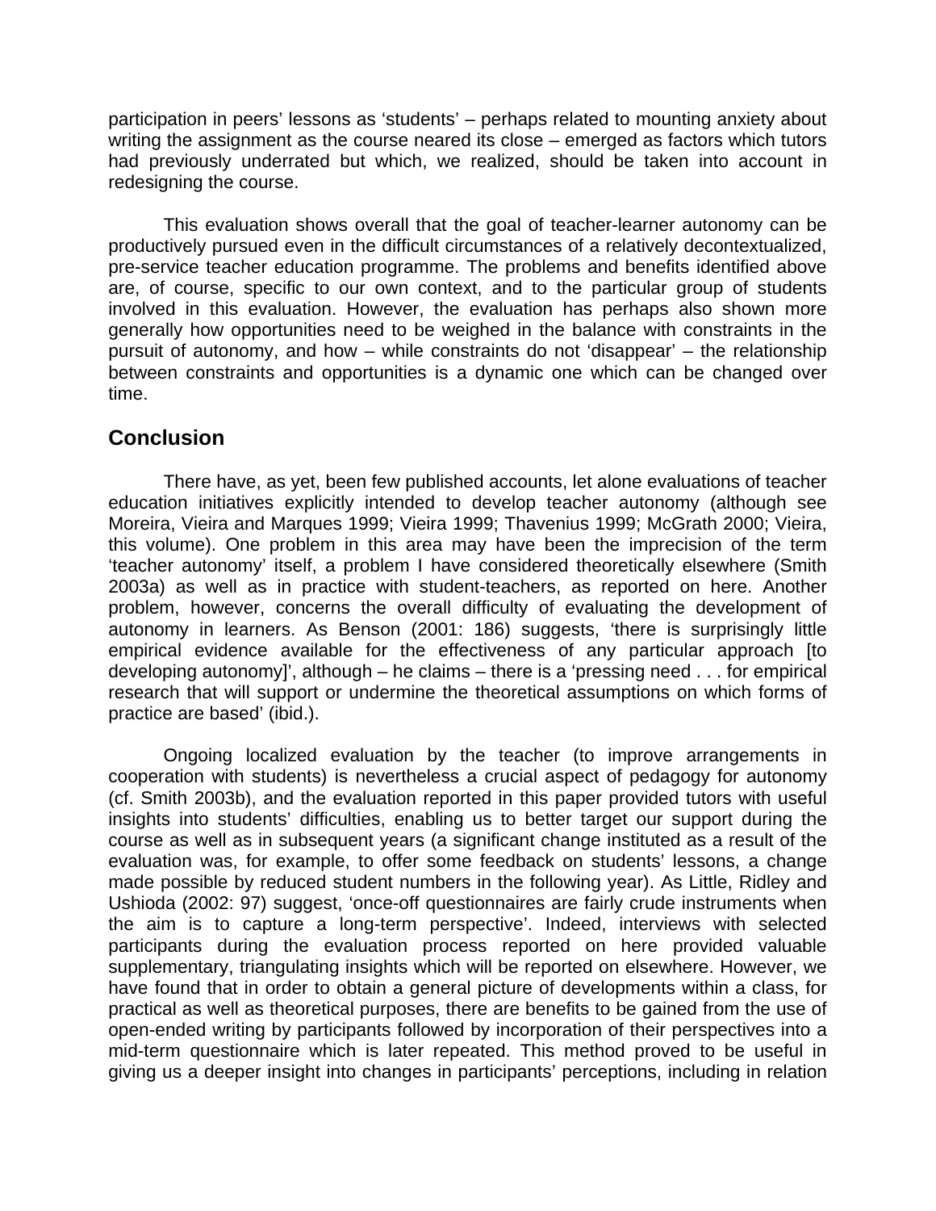participation in peers' lessons as 'students' – perhaps related to mounting anxiety about writing the assignment as the course neared its close – emerged as factors which tutors had previously underrated but which, we realized, should be taken into account in redesigning the course.

This evaluation shows overall that the goal of teacher-learner autonomy can be productively pursued even in the difficult circumstances of a relatively decontextualized, pre-service teacher education programme. The problems and benefits identified above are, of course, specific to our own context, and to the particular group of students involved in this evaluation. However, the evaluation has perhaps also shown more generally how opportunities need to be weighed in the balance with constraints in the pursuit of autonomy, and how – while constraints do not 'disappear' – the relationship between constraints and opportunities is a dynamic one which can be changed over time.

## Conclusion

There have, as yet, been few published accounts, let alone evaluations of teacher education initiatives explicitly intended to develop teacher autonomy (although see Moreira, Vieira and Marques 1999; Vieira 1999; Thavenius 1999; McGrath 2000; Vieira, this volume). One problem in this area may have been the imprecision of the term 'teacher autonomy' itself, a problem I have considered theoretically elsewhere (Smith 2003a) as well as in practice with student-teachers, as reported on here. Another problem, however, concerns the overall difficulty of evaluating the development of autonomy in learners. As Benson (2001: 186) suggests, 'there is surprisingly little empirical evidence available for the effectiveness of any particular approach [to developing autonomy]', although – he claims – there is a 'pressing need . . . for empirical research that will support or undermine the theoretical assumptions on which forms of practice are based' (ibid.).

Ongoing localized evaluation by the teacher (to improve arrangements in cooperation with students) is nevertheless a crucial aspect of pedagogy for autonomy (cf. Smith 2003b), and the evaluation reported in this paper provided tutors with useful insights into students' difficulties, enabling us to better target our support during the course as well as in subsequent years (a significant change instituted as a result of the evaluation was, for example, to offer some feedback on students' lessons, a change made possible by reduced student numbers in the following year). As Little, Ridley and Ushioda (2002: 97) suggest, 'once-off questionnaires are fairly crude instruments when the aim is to capture a long-term perspective'. Indeed, interviews with selected participants during the evaluation process reported on here provided valuable supplementary, triangulating insights which will be reported on elsewhere. However, we have found that in order to obtain a general picture of developments within a class, for practical as well as theoretical purposes, there are benefits to be gained from the use of open-ended writing by participants followed by incorporation of their perspectives into a mid-term questionnaire which is later repeated. This method proved to be useful in giving us a deeper insight into changes in participants' perceptions, including in relation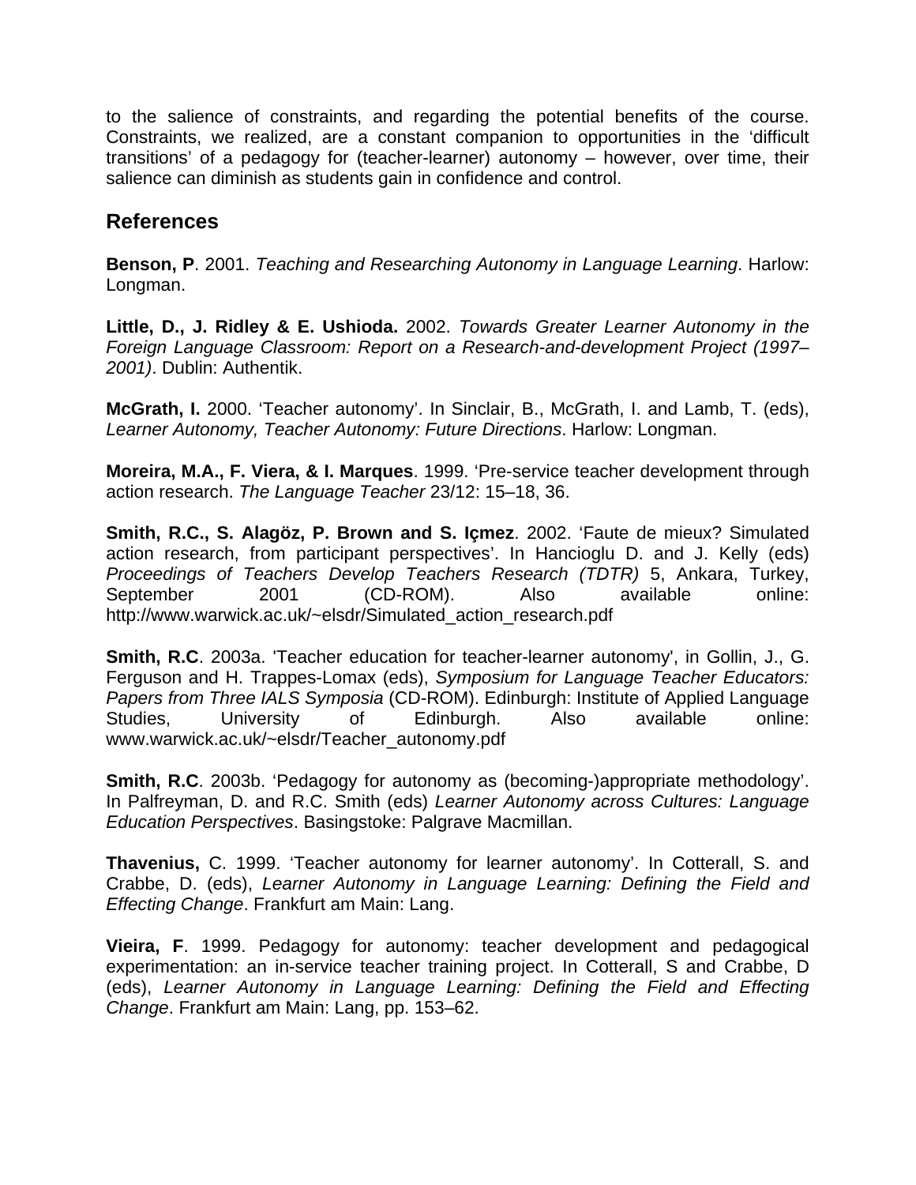to the salience of constraints, and regarding the potential benefits of the course. Constraints, we realized, are a constant companion to opportunities in the 'difficult transitions' of a pedagogy for (teacher-learner) autonomy – however, over time, their salience can diminish as students gain in confidence and control.

## References

**Benson, P**. 2001. *Teaching and Researching Autonomy in Language Learning*. Harlow: Longman.

**Little, D., J. Ridley & E. Ushioda.** 2002. *Towards Greater Learner Autonomy in the Foreign Language Classroom: Report on a Research-and-development Project (1997–2001)*. Dublin: Authentik.

**McGrath, I.** 2000. 'Teacher autonomy'. In Sinclair, B., McGrath, I. and Lamb, T. (eds), *Learner Autonomy, Teacher Autonomy: Future Directions*. Harlow: Longman.

**Moreira, M.A., F. Viera, & I. Marques**. 1999. 'Pre-service teacher development through action research. *The Language Teacher* 23/12: 15–18, 36.

**Smith, R.C., S. Alagöz, P. Brown and S. Içmez**. 2002. 'Faute de mieux? Simulated action research, from participant perspectives'. In Hancioglu D. and J. Kelly (eds) *Proceedings of Teachers Develop Teachers Research (TDTR)* 5, Ankara, Turkey, September 2001 (CD-ROM). Also available online: http://www.warwick.ac.uk/~elsdr/Simulated_action_research.pdf

**Smith, R.C**. 2003a. 'Teacher education for teacher-learner autonomy', in Gollin, J., G. Ferguson and H. Trappes-Lomax (eds), *Symposium for Language Teacher Educators: Papers from Three IALS Symposia* (CD-ROM). Edinburgh: Institute of Applied Language Studies, University of Edinburgh. Also available online: www.warwick.ac.uk/~elsdr/Teacher_autonomy.pdf

**Smith, R.C**. 2003b. 'Pedagogy for autonomy as (becoming-)appropriate methodology'. In Palfreyman, D. and R.C. Smith (eds) *Learner Autonomy across Cultures: Language Education Perspectives*. Basingstoke: Palgrave Macmillan.

**Thavenius,** C. 1999. 'Teacher autonomy for learner autonomy'. In Cotterall, S. and Crabbe, D. (eds), *Learner Autonomy in Language Learning: Defining the Field and Effecting Change*. Frankfurt am Main: Lang.

**Vieira, F**. 1999. Pedagogy for autonomy: teacher development and pedagogical experimentation: an in-service teacher training project. In Cotterall, S and Crabbe, D (eds), *Learner Autonomy in Language Learning: Defining the Field and Effecting Change*. Frankfurt am Main: Lang, pp. 153–62.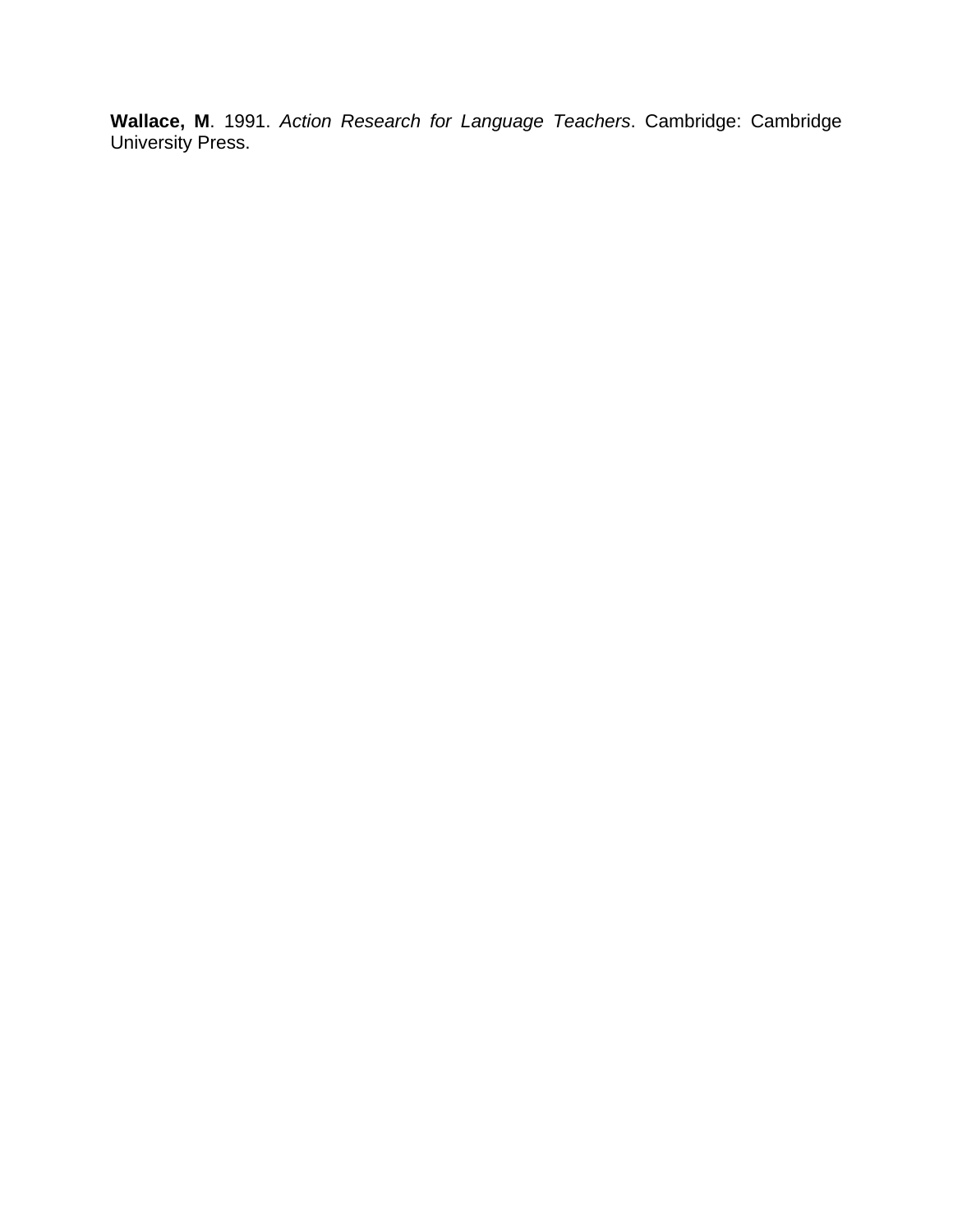**Wallace, M**. 1991. *Action Research for Language Teachers*. Cambridge: Cambridge University Press.